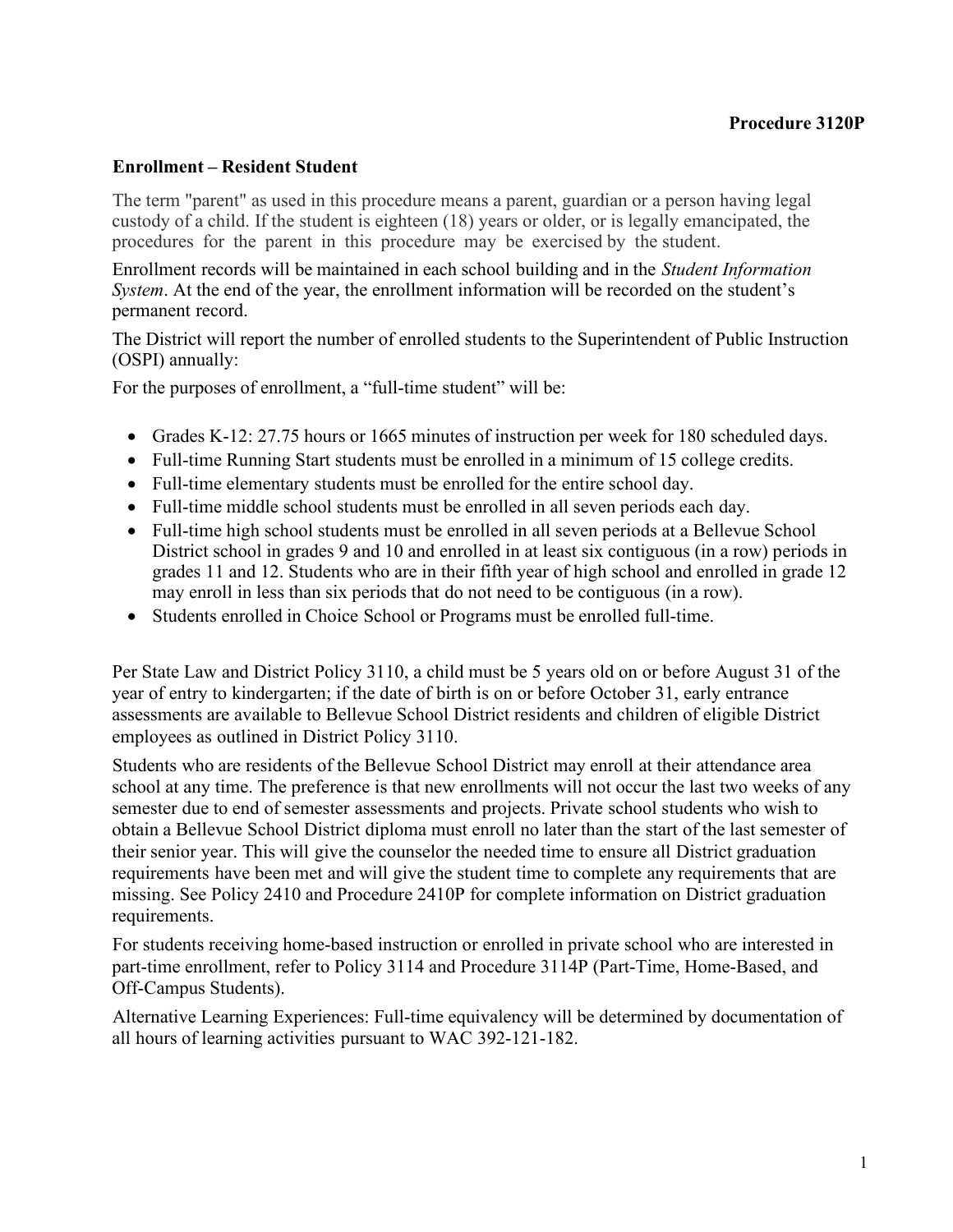**Procedure 3120P**

## Enrollment – Resident Student

The term "parent" as used in this procedure means a parent, guardian or a person having legal custody of a child. If the student is eighteen (18) years or older, or is legally emancipated, the procedures for the parent in this procedure may be exercised by the student.

Enrollment records will be maintained in each school building and in the *Student Information System*. At the end of the year, the enrollment information will be recorded on the student's permanent record.

The District will report the number of enrolled students to the Superintendent of Public Instruction (OSPI) annually:

For the purposes of enrollment, a "full-time student" will be:

- Grades K-12: 27.75 hours or 1665 minutes of instruction per week for 180 scheduled days.
- Full-time Running Start students must be enrolled in a minimum of 15 college credits.
- Full-time elementary students must be enrolled for the entire school day.
- Full-time middle school students must be enrolled in all seven periods each day.
- Full-time high school students must be enrolled in all seven periods at a Bellevue School District school in grades 9 and 10 and enrolled in at least six contiguous (in a row) periods in grades 11 and 12. Students who are in their fifth year of high school and enrolled in grade 12 may enroll in less than six periods that do not need to be contiguous (in a row).
- Students enrolled in Choice School or Programs must be enrolled full-time.

Per State Law and District Policy 3110, a child must be 5 years old on or before August 31 of the year of entry to kindergarten; if the date of birth is on or before October 31, early entrance assessments are available to Bellevue School District residents and children of eligible District employees as outlined in District Policy 3110.

Students who are residents of the Bellevue School District may enroll at their attendance area school at any time. The preference is that new enrollments will not occur the last two weeks of any semester due to end of semester assessments and projects. Private school students who wish to obtain a Bellevue School District diploma must enroll no later than the start of the last semester of their senior year. This will give the counselor the needed time to ensure all District graduation requirements have been met and will give the student time to complete any requirements that are missing. See Policy 2410 and Procedure 2410P for complete information on District graduation requirements.

For students receiving home-based instruction or enrolled in private school who are interested in part-time enrollment, refer to Policy 3114 and Procedure 3114P (Part-Time, Home-Based, and Off-Campus Students).

Alternative Learning Experiences: Full-time equivalency will be determined by documentation of all hours of learning activities pursuant to WAC 392-121-182.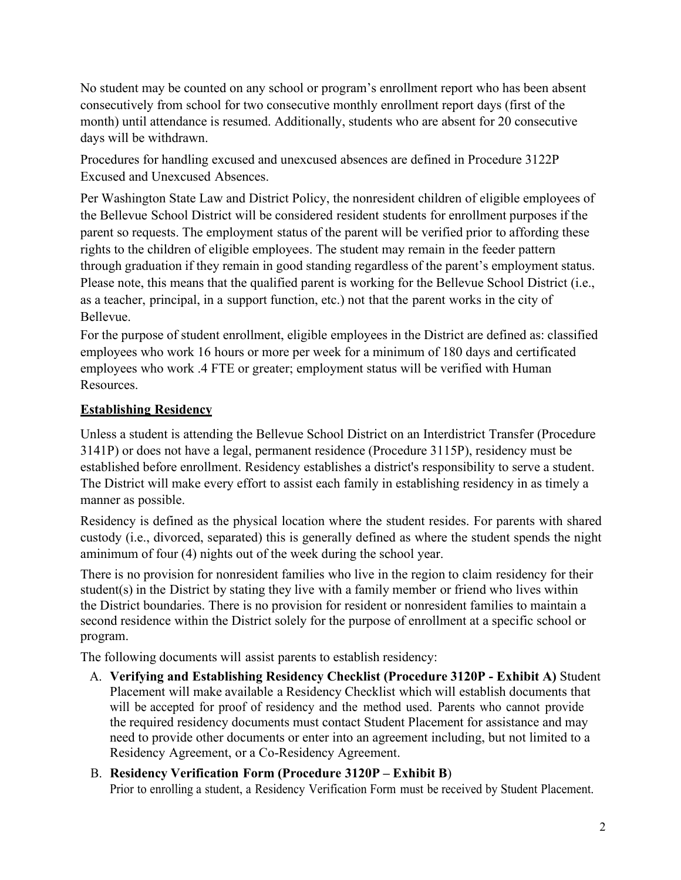No student may be counted on any school or program's enrollment report who has been absent consecutively from school for two consecutive monthly enrollment report days (first of the month) until attendance is resumed. Additionally, students who are absent for 20 consecutive days will be withdrawn.

Procedures for handling excused and unexcused absences are defined in Procedure 3122P Excused and Unexcused Absences.

Per Washington State Law and District Policy, the nonresident children of eligible employees of the Bellevue School District will be considered resident students for enrollment purposes if the parent so requests. The employment status of the parent will be verified prior to affording these rights to the children of eligible employees. The student may remain in the feeder pattern through graduation if they remain in good standing regardless of the parent's employment status. Please note, this means that the qualified parent is working for the Bellevue School District (i.e., as a teacher, principal, in a support function, etc.) not that the parent works in the city of Bellevue.

For the purpose of student enrollment, eligible employees in the District are defined as: classified employees who work 16 hours or more per week for a minimum of 180 days and certificated employees who work .4 FTE or greater; employment status will be verified with Human Resources.

## Establishing Residency

Unless a student is attending the Bellevue School District on an Interdistrict Transfer (Procedure 3141P) or does not have a legal, permanent residence (Procedure 3115P), residency must be established before enrollment. Residency establishes a district's responsibility to serve a student. The District will make every effort to assist each family in establishing residency in as timely a manner as possible.

Residency is defined as the physical location where the student resides. For parents with shared custody (i.e., divorced, separated) this is generally defined as where the student spends the night aminimum of four (4) nights out of the week during the school year.

There is no provision for nonresident families who live in the region to claim residency for their student(s) in the District by stating they live with a family member or friend who lives within the District boundaries. There is no provision for resident or nonresident families to maintain a second residence within the District solely for the purpose of enrollment at a specific school or program.

The following documents will assist parents to establish residency:

A. **Verifying and Establishing Residency Checklist (Procedure 3120P - Exhibit A)** Student Placement will make available a Residency Checklist which will establish documents that will be accepted for proof of residency and the method used. Parents who cannot provide the required residency documents must contact Student Placement for assistance and may need to provide other documents or enter into an agreement including, but not limited to a Residency Agreement, or a Co-Residency Agreement.

B. **Residency Verification Form (Procedure 3120P – Exhibit B)**
Prior to enrolling a student, a Residency Verification Form must be received by Student Placement.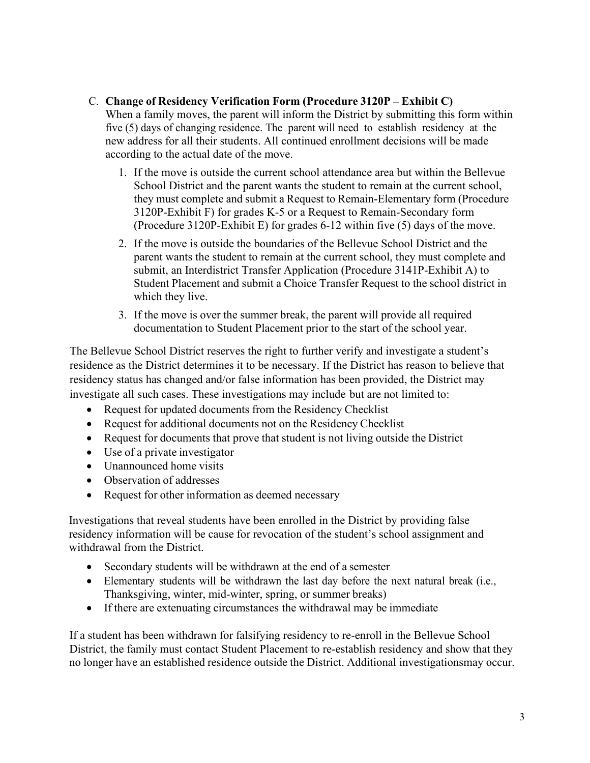C. **Change of Residency Verification Form (Procedure 3120P – Exhibit C)**
   When a family moves, the parent will inform the District by submitting this form within five (5) days of changing residence. The parent will need to establish residency at the new address for all their students. All continued enrollment decisions will be made according to the actual date of the move.

   1. If the move is outside the current school attendance area but within the Bellevue School District and the parent wants the student to remain at the current school, they must complete and submit a Request to Remain-Elementary form (Procedure 3120P-Exhibit F) for grades K-5 or a Request to Remain-Secondary form (Procedure 3120P-Exhibit E) for grades 6-12 within five (5) days of the move.
   2. If the move is outside the boundaries of the Bellevue School District and the parent wants the student to remain at the current school, they must complete and submit, an Interdistrict Transfer Application (Procedure 3141P-Exhibit A) to Student Placement and submit a Choice Transfer Request to the school district in which they live.
   3. If the move is over the summer break, the parent will provide all required documentation to Student Placement prior to the start of the school year.

The Bellevue School District reserves the right to further verify and investigate a student's residence as the District determines it to be necessary. If the District has reason to believe that residency status has changed and/or false information has been provided, the District may investigate all such cases. These investigations may include but are not limited to:

- Request for updated documents from the Residency Checklist
- Request for additional documents not on the Residency Checklist
- Request for documents that prove that student is not living outside the District
- Use of a private investigator
- Unannounced home visits
- Observation of addresses
- Request for other information as deemed necessary

Investigations that reveal students have been enrolled in the District by providing false residency information will be cause for revocation of the student's school assignment and withdrawal from the District.

- Secondary students will be withdrawn at the end of a semester
- Elementary students will be withdrawn the last day before the next natural break (i.e., Thanksgiving, winter, mid-winter, spring, or summer breaks)
- If there are extenuating circumstances the withdrawal may be immediate

If a student has been withdrawn for falsifying residency to re-enroll in the Bellevue School District, the family must contact Student Placement to re-establish residency and show that they no longer have an established residence outside the District. Additional investigationsmay occur.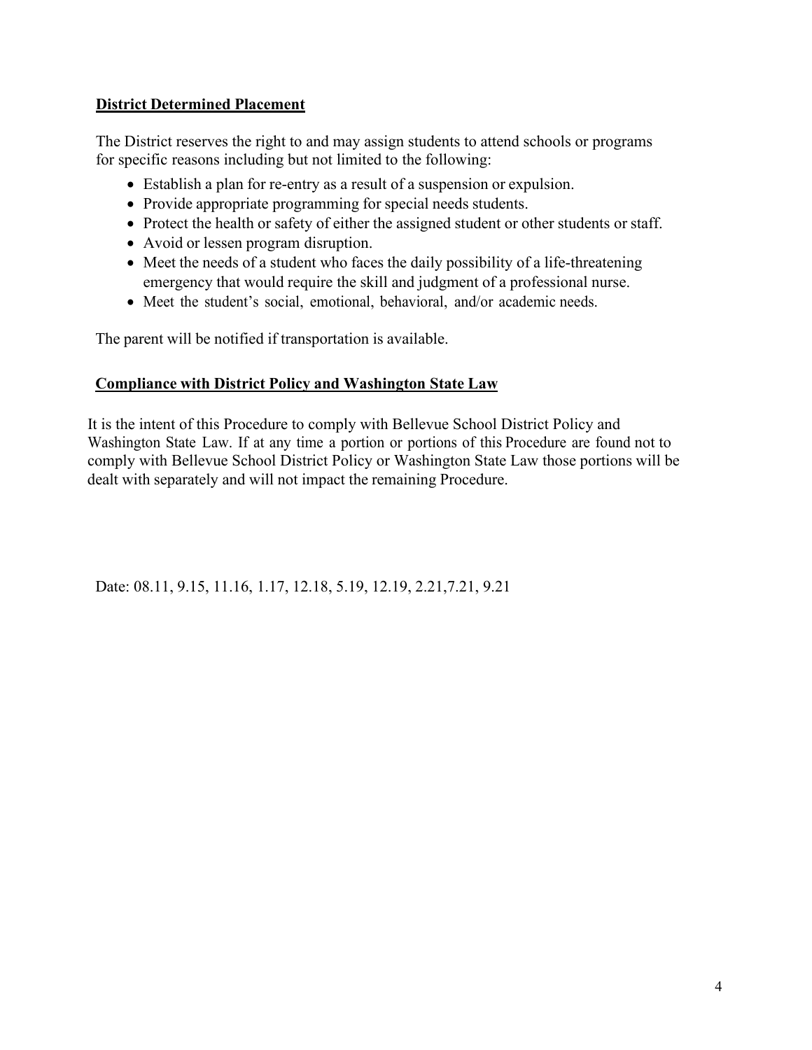## District Determined Placement

The District reserves the right to and may assign students to attend schools or programs for specific reasons including but not limited to the following:

- Establish a plan for re-entry as a result of a suspension or expulsion.
- Provide appropriate programming for special needs students.
- Protect the health or safety of either the assigned student or other students or staff.
- Avoid or lessen program disruption.
- Meet the needs of a student who faces the daily possibility of a life-threatening emergency that would require the skill and judgment of a professional nurse.
- Meet the student's social, emotional, behavioral, and/or academic needs.

The parent will be notified if transportation is available.

## Compliance with District Policy and Washington State Law

It is the intent of this Procedure to comply with Bellevue School District Policy and Washington State Law. If at any time a portion or portions of this Procedure are found not to comply with Bellevue School District Policy or Washington State Law those portions will be dealt with separately and will not impact the remaining Procedure.

Date: 08.11, 9.15, 11.16, 1.17, 12.18, 5.19, 12.19, 2.21,7.21, 9.21